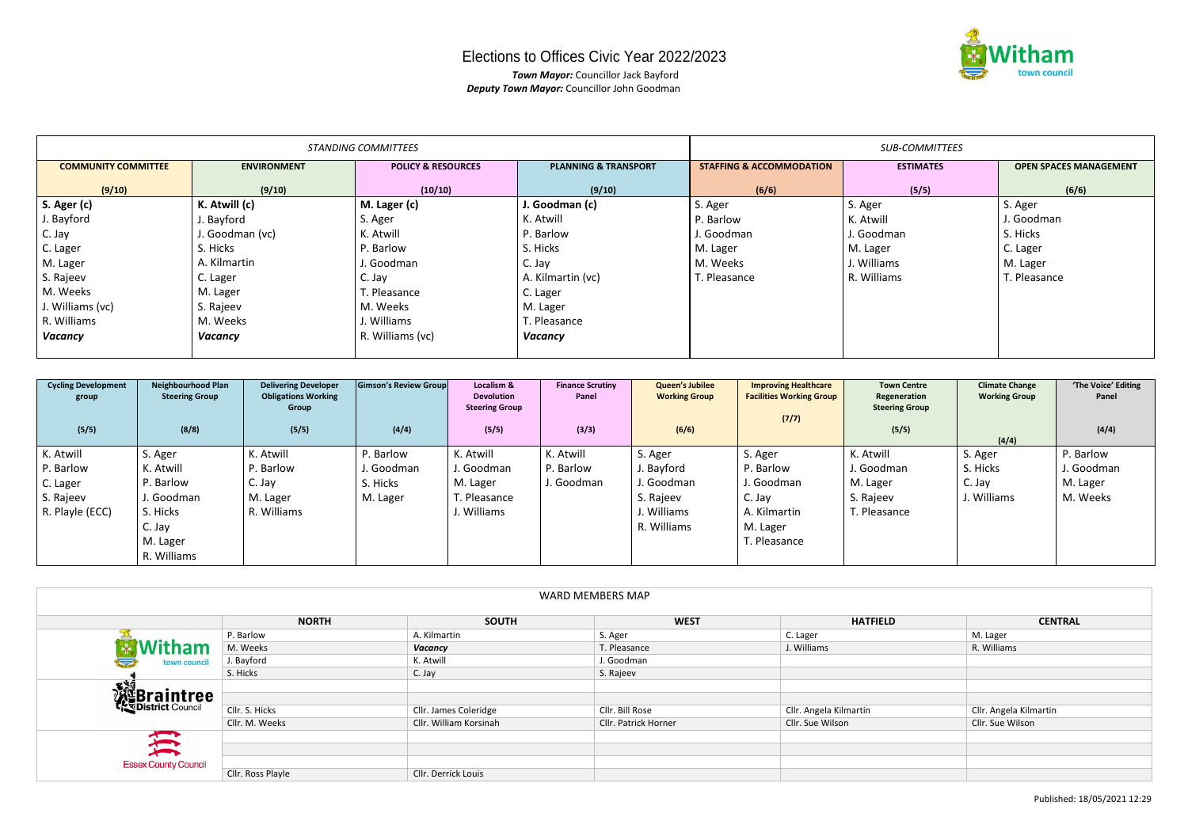# Elections to Offices Civic Year 2022/2023

***Town Mayor:*** Councillor Jack Bayford
***Deputy Town Mayor:*** Councillor John Goodman

| *STANDING COMMITTEES* | | | | *SUB-COMMITTEES* | | |
|---|---|---|---|---|---|---|
| **COMMUNITY COMMITTEE (9/10)** | **ENVIRONMENT (9/10)** | **POLICY & RESOURCES (10/10)** | **PLANNING & TRANSPORT (9/10)** | **STAFFING & ACCOMMODATION (6/6)** | **ESTIMATES (5/5)** | **OPEN SPACES MANAGEMENT (6/6)** |
| **S. Ager (c)** | **K. Atwill (c)** | **M. Lager (c)** | **J. Goodman (c)** | S. Ager | S. Ager | S. Ager |
| J. Bayford | J. Bayford | S. Ager | K. Atwill | P. Barlow | K. Atwill | J. Goodman |
| C. Jay | J. Goodman (vc) | K. Atwill | P. Barlow | J. Goodman | J. Goodman | S. Hicks |
| C. Lager | S. Hicks | P. Barlow | S. Hicks | M. Lager | M. Lager | C. Lager |
| M. Lager | A. Kilmartin | J. Goodman | C. Jay | M. Weeks | J. Williams | M. Lager |
| S. Rajeev | C. Lager | C. Jay | A. Kilmartin (vc) | T. Pleasance | R. Williams | T. Pleasance |
| M. Weeks | M. Lager | T. Pleasance | C. Lager | | | |
| J. Williams (vc) | S. Rajeev | M. Weeks | M. Lager | | | |
| R. Williams | M. Weeks | J. Williams | T. Pleasance | | | |
| ***Vacancy*** | ***Vacancy*** | R. Williams (vc) | ***Vacancy*** | | | |

| **Cycling Development group (5/5)** | **Neighbourhood Plan Steering Group (8/8)** | **Delivering Developer Obligations Working Group (5/5)** | **Gimson's Review Group (4/4)** | **Localism & Devolution Steering Group (5/5)** | **Finance Scrutiny Panel (3/3)** | **Queen's Jubilee Working Group (6/6)** | **Improving Healthcare Facilities Working Group (7/7)** | **Town Centre Regeneration Steering Group (5/5)** | **Climate Change Working Group (4/4)** | **'The Voice' Editing Panel (4/4)** |
|---|---|---|---|---|---|---|---|---|---|---|
| K. Atwill | S. Ager | K. Atwill | P. Barlow | K. Atwill | K. Atwill | S. Ager | S. Ager | K. Atwill | S. Ager | P. Barlow |
| P. Barlow | K. Atwill | P. Barlow | J. Goodman | J. Goodman | P. Barlow | J. Bayford | P. Barlow | J. Goodman | S. Hicks | J. Goodman |
| C. Lager | P. Barlow | C. Jay | S. Hicks | M. Lager | J. Goodman | J. Goodman | J. Goodman | M. Lager | C. Jay | M. Lager |
| S. Rajeev | J. Goodman | M. Lager | M. Lager | T. Pleasance | | S. Rajeev | C. Jay | S. Rajeev | J. Williams | M. Weeks |
| R. Playle (ECC) | S. Hicks | R. Williams | | J. Williams | | J. Williams | A. Kilmartin | T. Pleasance | | |
| | C. Jay | | | | | R. Williams | M. Lager | | | |
| | M. Lager | | | | | | T. Pleasance | | | |
| | R. Williams | | | | | | | | | |

| WARD MEMBERS MAP | | | | | |
|---|---|---|---|---|---|
| | **NORTH** | **SOUTH** | **WEST** | **HATFIELD** | **CENTRAL** |
| Witham town council | P. Barlow | A. Kilmartin | S. Ager | C. Lager | M. Lager |
| | M. Weeks | ***Vacancy*** | T. Pleasance | J. Williams | R. Williams |
| | J. Bayford | K. Atwill | J. Goodman | | |
| | S. Hicks | C. Jay | S. Rajeev | | |
| Braintree District Council | | | | | |
| | | | | | |
| | Cllr. S. Hicks | Cllr. James Coleridge | Cllr. Bill Rose | Cllr. Angela Kilmartin | Cllr. Angela Kilmartin |
| | Cllr. M. Weeks | Cllr. William Korsinah | Cllr. Patrick Horner | Cllr. Sue Wilson | Cllr. Sue Wilson |
| Essex County Council | | | | | |
| | | | | | |
| | | | | | |
| | Cllr. Ross Playle | Cllr. Derrick Louis | | | |

Published: 18/05/2021 12:29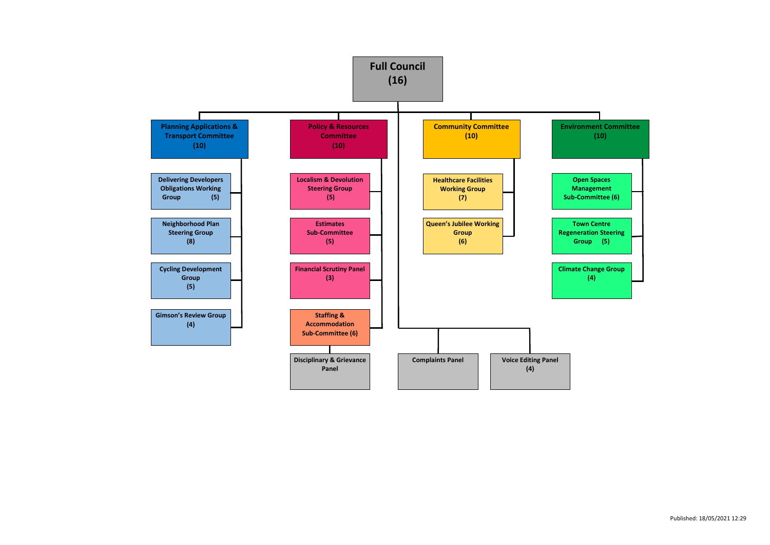# Full Council (16)

## Planning Applications & Transport Committee (10)

- Delivering Developers Obligations Working Group (5)
- Neighborhood Plan Steering Group (8)
- Cycling Development Group (5)
- Gimson's Review Group (4)

## Policy & Resources Committee (10)

- Localism & Devolution Steering Group (5)
- Estimates Sub-Committee (5)
- Financial Scrutiny Panel (3)
- Staffing & Accommodation Sub-Committee (6)
  - Disciplinary & Grievance Panel

## Community Committee (10)

- Healthcare Facilities Working Group (7)
- Queen's Jubilee Working Group (6)

## Environment Committee (10)

- Open Spaces Management Sub-Committee (6)
- Town Centre Regeneration Steering Group (5)
- Climate Change Group (4)

## Complaints Panel

## Voice Editing Panel (4)

Published: 18/05/2021 12:29